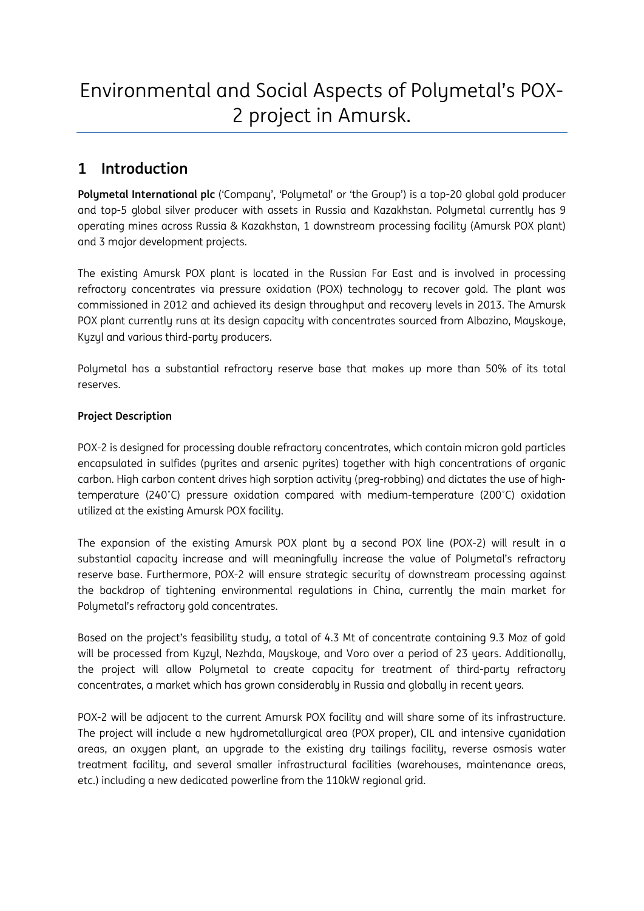# Environmental and Social Aspects of Polymetal's POX-2 project in Amursk.

## 1 Introduction

**Polymetal International plc** ('Company', 'Polymetal' or 'the Group') is a top-20 global gold producer and top-5 global silver producer with assets in Russia and Kazakhstan. Polymetal currently has 9 operating mines across Russia & Kazakhstan, 1 downstream processing facility (Amursk POX plant) and 3 major development projects.

The existing Amursk POX plant is located in the Russian Far East and is involved in processing refractory concentrates via pressure oxidation (POX) technology to recover gold. The plant was commissioned in 2012 and achieved its design throughput and recovery levels in 2013. The Amursk POX plant currently runs at its design capacity with concentrates sourced from Albazino, Mayskoye, Kyzyl and various third-party producers.

Polymetal has a substantial refractory reserve base that makes up more than 50% of its total reserves.

**Project Description**

POX-2 is designed for processing double refractory concentrates, which contain micron gold particles encapsulated in sulfides (pyrites and arsenic pyrites) together with high concentrations of organic carbon. High carbon content drives high sorption activity (preg-robbing) and dictates the use of high-temperature (240˚C) pressure oxidation compared with medium-temperature (200˚C) oxidation utilized at the existing Amursk POX facility.

The expansion of the existing Amursk POX plant by a second POX line (POX-2) will result in a substantial capacity increase and will meaningfully increase the value of Polymetal's refractory reserve base. Furthermore, POX-2 will ensure strategic security of downstream processing against the backdrop of tightening environmental regulations in China, currently the main market for Polymetal's refractory gold concentrates.

Based on the project's feasibility study, a total of 4.3 Mt of concentrate containing 9.3 Moz of gold will be processed from Kyzyl, Nezhda, Mayskoye, and Voro over a period of 23 years. Additionally, the project will allow Polymetal to create capacity for treatment of third-party refractory concentrates, a market which has grown considerably in Russia and globally in recent years.

POX-2 will be adjacent to the current Amursk POX facility and will share some of its infrastructure. The project will include a new hydrometallurgical area (POX proper), CIL and intensive cyanidation areas, an oxygen plant, an upgrade to the existing dry tailings facility, reverse osmosis water treatment facility, and several smaller infrastructural facilities (warehouses, maintenance areas, etc.) including a new dedicated powerline from the 110kW regional grid.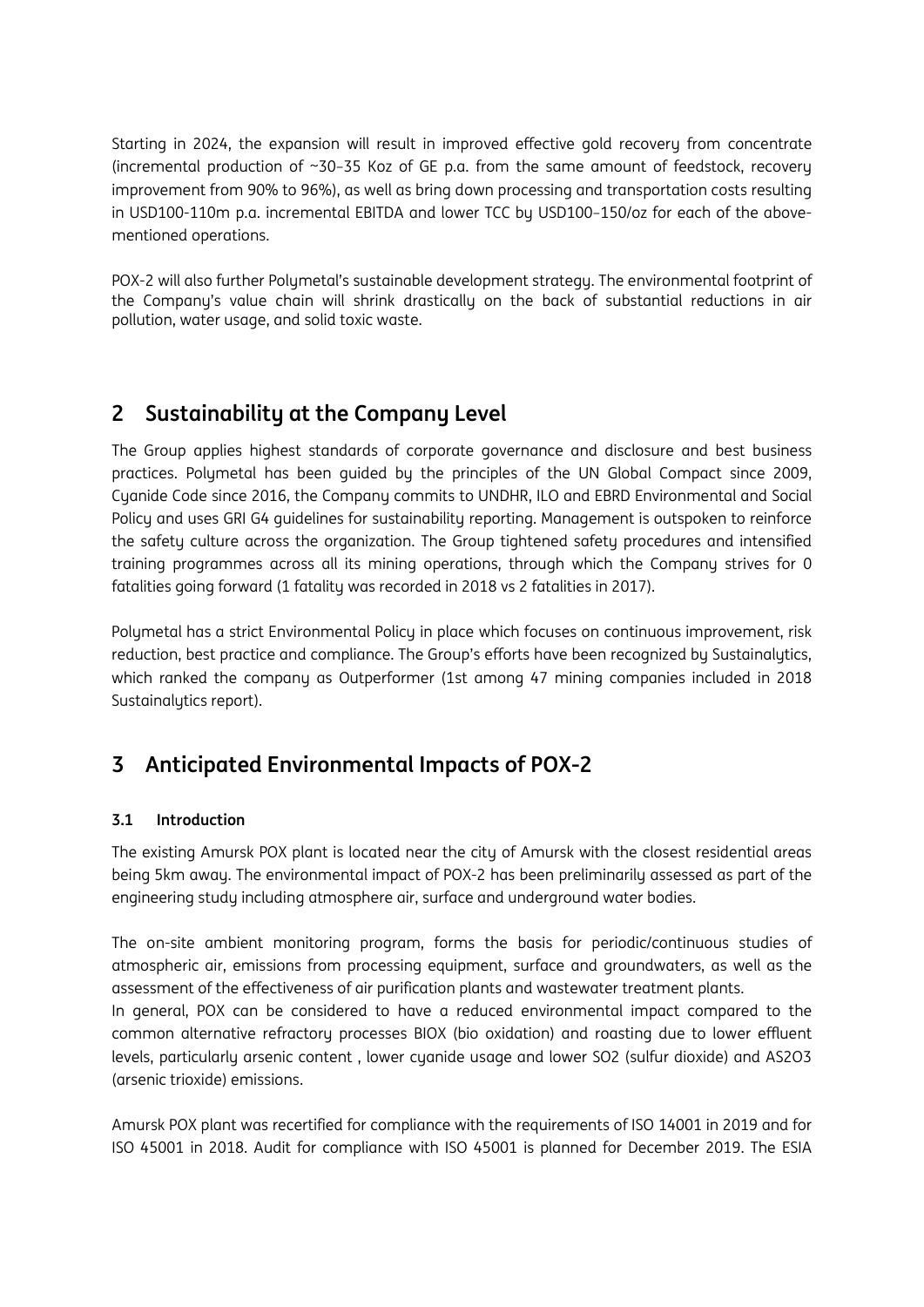Starting in 2024, the expansion will result in improved effective gold recovery from concentrate (incremental production of ~30–35 Koz of GE p.a. from the same amount of feedstock, recovery improvement from 90% to 96%), as well as bring down processing and transportation costs resulting in USD100-110m p.a. incremental EBITDA and lower TCC by USD100–150/oz for each of the above-mentioned operations.

POX-2 will also further Polymetal's sustainable development strategy. The environmental footprint of the Company's value chain will shrink drastically on the back of substantial reductions in air pollution, water usage, and solid toxic waste.

## 2 Sustainability at the Company Level

The Group applies highest standards of corporate governance and disclosure and best business practices. Polymetal has been guided by the principles of the UN Global Compact since 2009, Cyanide Code since 2016, the Company commits to UNDHR, ILO and EBRD Environmental and Social Policy and uses GRI G4 guidelines for sustainability reporting. Management is outspoken to reinforce the safety culture across the organization. The Group tightened safety procedures and intensified training programmes across all its mining operations, through which the Company strives for 0 fatalities going forward (1 fatality was recorded in 2018 vs 2 fatalities in 2017).

Polymetal has a strict Environmental Policy in place which focuses on continuous improvement, risk reduction, best practice and compliance. The Group's efforts have been recognized by Sustainalytics, which ranked the company as Outperformer (1st among 47 mining companies included in 2018 Sustainalytics report).

## 3 Anticipated Environmental Impacts of POX-2

### 3.1 Introduction

The existing Amursk POX plant is located near the city of Amursk with the closest residential areas being 5km away. The environmental impact of POX-2 has been preliminarily assessed as part of the engineering study including atmosphere air, surface and underground water bodies.

The on-site ambient monitoring program, forms the basis for periodic/continuous studies of atmospheric air, emissions from processing equipment, surface and groundwaters, as well as the assessment of the effectiveness of air purification plants and wastewater treatment plants.

In general, POX can be considered to have a reduced environmental impact compared to the common alternative refractory processes BIOX (bio oxidation) and roasting due to lower effluent levels, particularly arsenic content , lower cyanide usage and lower $SO_2$ (sulfur dioxide) and $AS_2O_3$ (arsenic trioxide) emissions.

Amursk POX plant was recertified for compliance with the requirements of ISO 14001 in 2019 and for ISO 45001 in 2018. Audit for compliance with ISO 45001 is planned for December 2019. The ESIA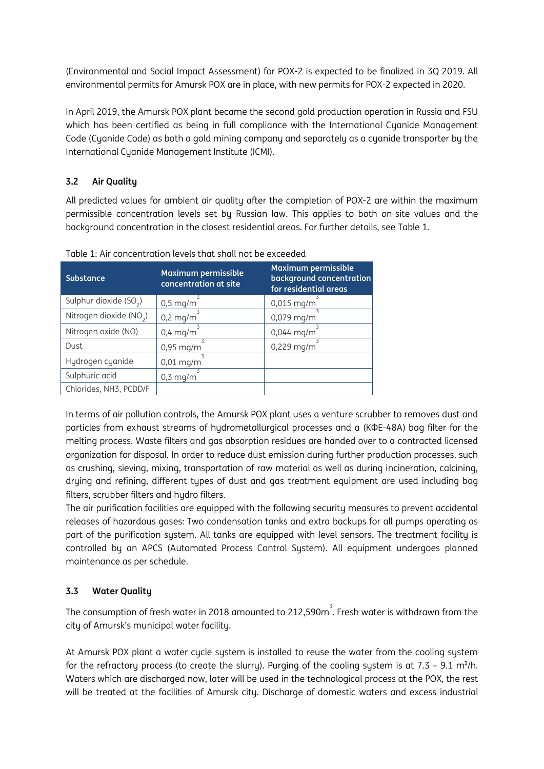(Environmental and Social Impact Assessment) for POX-2 is expected to be finalized in 3Q 2019. All environmental permits for Amursk POX are in place, with new permits for POX-2 expected in 2020.

In April 2019, the Amursk POX plant became the second gold production operation in Russia and FSU which has been certified as being in full compliance with the International Cyanide Management Code (Cyanide Code) as both a gold mining company and separately as a cyanide transporter by the International Cyanide Management Institute (ICMI).

### 3.2 Air Quality

All predicted values for ambient air quality after the completion of POX-2 are within the maximum permissible concentration levels set by Russian law. This applies to both on-site values and the background concentration in the closest residential areas. For further details, see Table 1.

Table 1: Air concentration levels that shall not be exceeded

| Substance | Maximum permissible concentration at site | Maximum permissible background concentration for residential areas |
|---|---|---|
| Sulphur dioxide ($SO_2$) | 0,5 mg/m$^3$ | 0,015 mg/m$^3$ |
| Nitrogen dioxide ($NO_2$) | 0,2 mg/m$^3$ | 0,079 mg/m$^3$ |
| Nitrogen oxide (NO) | 0,4 mg/m$^3$ | 0,044 mg/m$^3$ |
| Dust | 0,95 mg/m$^3$ | 0,229 mg/m$^3$ |
| Hydrogen cyanide | 0,01 mg/m$^3$ | |
| Sulphuric acid | 0,3 mg/m$^3$ | |
| Chlorides, NH3, PCDD/F | | |

In terms of air pollution controls, the Amursk POX plant uses a venture scrubber to removes dust and particles from exhaust streams of hydrometallurgical processes and a (КФЕ-48А) bag filter for the melting process. Waste filters and gas absorption residues are handed over to a contracted licensed organization for disposal. In order to reduce dust emission during further production processes, such as crushing, sieving, mixing, transportation of raw material as well as during incineration, calcining, drying and refining, different types of dust and gas treatment equipment are used including bag filters, scrubber filters and hydro filters.

The air purification facilities are equipped with the following security measures to prevent accidental releases of hazardous gases: Two condensation tanks and extra backups for all pumps operating as part of the purification system. All tanks are equipped with level sensors. The treatment facility is controlled by an APCS (Automated Process Control System). All equipment undergoes planned maintenance as per schedule.

### 3.3 Water Quality

The consumption of fresh water in 2018 amounted to 212,590m$^3$. Fresh water is withdrawn from the city of Amursk's municipal water facility.

At Amursk POX plant a water cycle system is installed to reuse the water from the cooling system for the refractory process (to create the slurry). Purging of the cooling system is at 7.3 – 9.1 m$^3$/h. Waters which are discharged now, later will be used in the technological process at the POX, the rest will be treated at the facilities of Amursk city. Discharge of domestic waters and excess industrial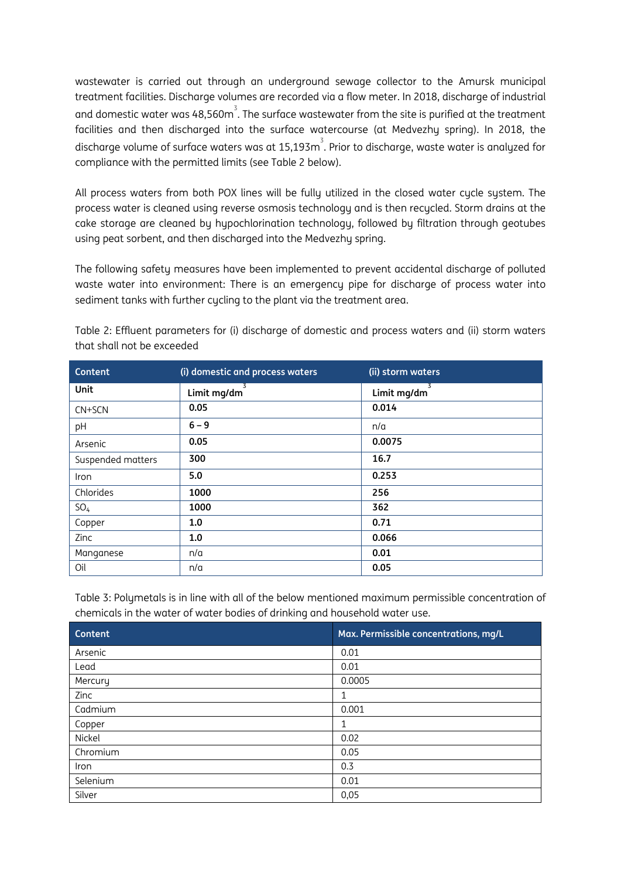wastewater is carried out through an underground sewage collector to the Amursk municipal treatment facilities. Discharge volumes are recorded via a flow meter. In 2018, discharge of industrial and domestic water was 48,560m$^3$. The surface wastewater from the site is purified at the treatment facilities and then discharged into the surface watercourse (at Medvezhy spring). In 2018, the discharge volume of surface waters was at 15,193m$^3$. Prior to discharge, waste water is analyzed for compliance with the permitted limits (see Table 2 below).

All process waters from both POX lines will be fully utilized in the closed water cycle system. The process water is cleaned using reverse osmosis technology and is then recycled. Storm drains at the cake storage are cleaned by hypochlorination technology, followed by filtration through geotubes using peat sorbent, and then discharged into the Medvezhy spring.

The following safety measures have been implemented to prevent accidental discharge of polluted waste water into environment: There is an emergency pipe for discharge of process water into sediment tanks with further cycling to the plant via the treatment area.

Table 2: Effluent parameters for (i) discharge of domestic and process waters and (ii) storm waters that shall not be exceeded

| Content | (i) domestic and process waters | (ii) storm waters |
|---|---|---|
| **Unit** | Limit mg/dm$^3$ | Limit mg/dm$^3$ |
| CN+SCN | **0.05** | **0.014** |
| pH | **6 – 9** | n/a |
| Arsenic | **0.05** | **0.0075** |
| Suspended matters | **300** | **16.7** |
| Iron | **5.0** | **0.253** |
| Chlorides | **1000** | **256** |
| $SO_4$ | **1000** | **362** |
| Copper | **1.0** | **0.71** |
| Zinc | **1.0** | **0.066** |
| Manganese | n/a | **0.01** |
| Oil | n/a | **0.05** |

Table 3: Polymetals is in line with all of the below mentioned maximum permissible concentration of chemicals in the water of water bodies of drinking and household water use.

| Content | Max. Permissible concentrations, mg/L |
|---|---|
| Arsenic | 0.01 |
| Lead | 0.01 |
| Mercury | 0.0005 |
| Zinc | 1 |
| Cadmium | 0.001 |
| Copper | 1 |
| Nickel | 0.02 |
| Chromium | 0.05 |
| Iron | 0.3 |
| Selenium | 0.01 |
| Silver | 0,05 |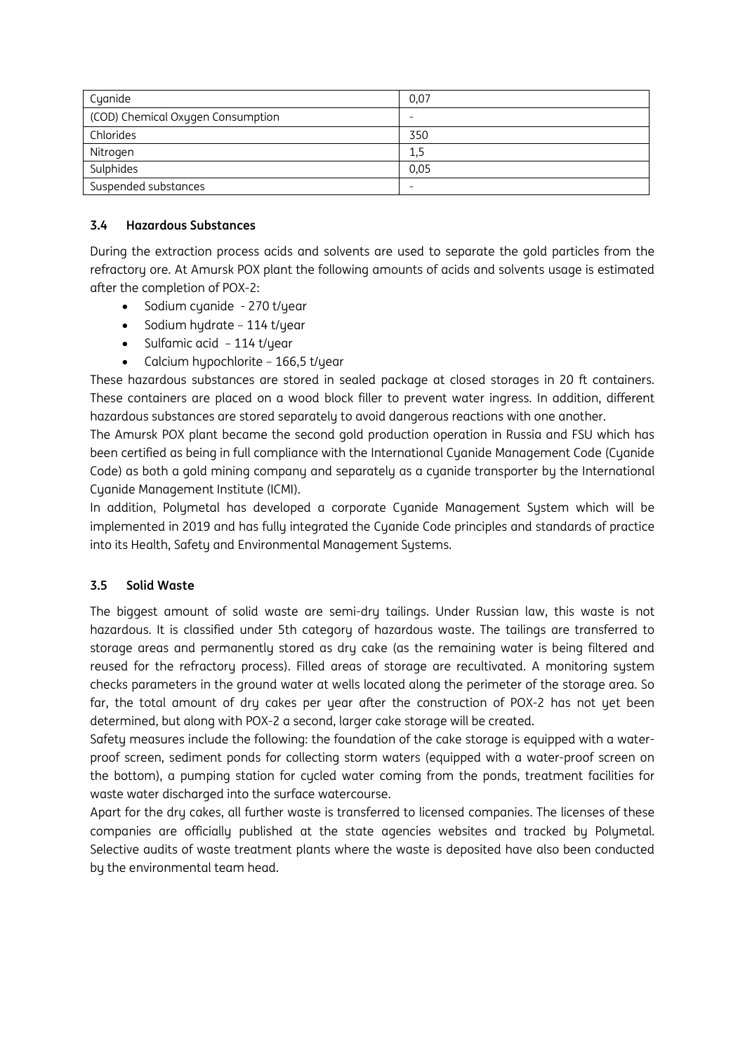| Cyanide | 0,07 |
|---|---|
| (COD) Chemical Oxygen Consumption | - |
| Chlorides | 350 |
| Nitrogen | 1,5 |
| Sulphides | 0,05 |
| Suspended substances | - |

### 3.4 Hazardous Substances

During the extraction process acids and solvents are used to separate the gold particles from the refractory ore. At Amursk POX plant the following amounts of acids and solvents usage is estimated after the completion of POX-2:

- Sodium cyanide - 270 t/year
- Sodium hydrate – 114 t/year
- Sulfamic acid – 114 t/year
- Calcium hypochlorite – 166,5 t/year

These hazardous substances are stored in sealed package at closed storages in 20 ft containers. These containers are placed on a wood block filler to prevent water ingress. In addition, different hazardous substances are stored separately to avoid dangerous reactions with one another.

The Amursk POX plant became the second gold production operation in Russia and FSU which has been certified as being in full compliance with the International Cyanide Management Code (Cyanide Code) as both a gold mining company and separately as a cyanide transporter by the International Cyanide Management Institute (ICMI).

In addition, Polymetal has developed a corporate Cyanide Management System which will be implemented in 2019 and has fully integrated the Cyanide Code principles and standards of practice into its Health, Safety and Environmental Management Systems.

### 3.5 Solid Waste

The biggest amount of solid waste are semi-dry tailings. Under Russian law, this waste is not hazardous. It is classified under 5th category of hazardous waste. The tailings are transferred to storage areas and permanently stored as dry cake (as the remaining water is being filtered and reused for the refractory process). Filled areas of storage are recultivated. A monitoring system checks parameters in the ground water at wells located along the perimeter of the storage area. So far, the total amount of dry cakes per year after the construction of POX-2 has not yet been determined, but along with POX-2 a second, larger cake storage will be created.

Safety measures include the following: the foundation of the cake storage is equipped with a water-proof screen, sediment ponds for collecting storm waters (equipped with a water-proof screen on the bottom), a pumping station for cycled water coming from the ponds, treatment facilities for waste water discharged into the surface watercourse.

Apart for the dry cakes, all further waste is transferred to licensed companies. The licenses of these companies are officially published at the state agencies websites and tracked by Polymetal. Selective audits of waste treatment plants where the waste is deposited have also been conducted by the environmental team head.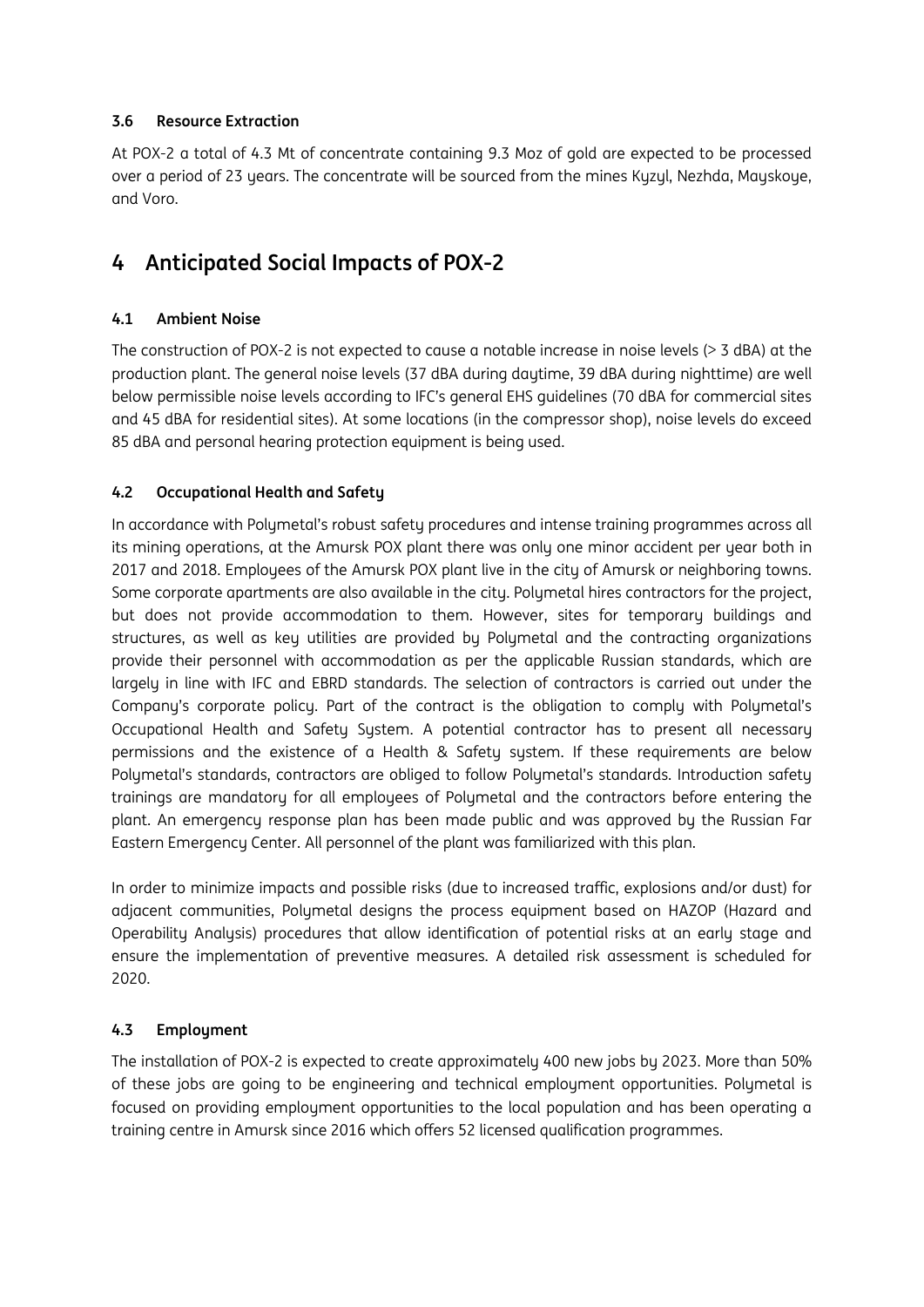### 3.6 Resource Extraction

At POX-2 a total of 4.3 Mt of concentrate containing 9.3 Moz of gold are expected to be processed over a period of 23 years. The concentrate will be sourced from the mines Kyzyl, Nezhda, Mayskoye, and Voro.

# 4 Anticipated Social Impacts of POX-2

### 4.1 Ambient Noise

The construction of POX-2 is not expected to cause a notable increase in noise levels (> 3 dBA) at the production plant. The general noise levels (37 dBA during daytime, 39 dBA during nighttime) are well below permissible noise levels according to IFC's general EHS guidelines (70 dBA for commercial sites and 45 dBA for residential sites). At some locations (in the compressor shop), noise levels do exceed 85 dBA and personal hearing protection equipment is being used.

### 4.2 Occupational Health and Safety

In accordance with Polymetal's robust safety procedures and intense training programmes across all its mining operations, at the Amursk POX plant there was only one minor accident per year both in 2017 and 2018. Employees of the Amursk POX plant live in the city of Amursk or neighboring towns. Some corporate apartments are also available in the city. Polymetal hires contractors for the project, but does not provide accommodation to them. However, sites for temporary buildings and structures, as well as key utilities are provided by Polymetal and the contracting organizations provide their personnel with accommodation as per the applicable Russian standards, which are largely in line with IFC and EBRD standards. The selection of contractors is carried out under the Company's corporate policy. Part of the contract is the obligation to comply with Polymetal's Occupational Health and Safety System. A potential contractor has to present all necessary permissions and the existence of a Health & Safety system. If these requirements are below Polymetal's standards, contractors are obliged to follow Polymetal's standards. Introduction safety trainings are mandatory for all employees of Polymetal and the contractors before entering the plant. An emergency response plan has been made public and was approved by the Russian Far Eastern Emergency Center. All personnel of the plant was familiarized with this plan.

In order to minimize impacts and possible risks (due to increased traffic, explosions and/or dust) for adjacent communities, Polymetal designs the process equipment based on HAZOP (Hazard and Operability Analysis) procedures that allow identification of potential risks at an early stage and ensure the implementation of preventive measures. A detailed risk assessment is scheduled for 2020.

### 4.3 Employment

The installation of POX-2 is expected to create approximately 400 new jobs by 2023. More than 50% of these jobs are going to be engineering and technical employment opportunities. Polymetal is focused on providing employment opportunities to the local population and has been operating a training centre in Amursk since 2016 which offers 52 licensed qualification programmes.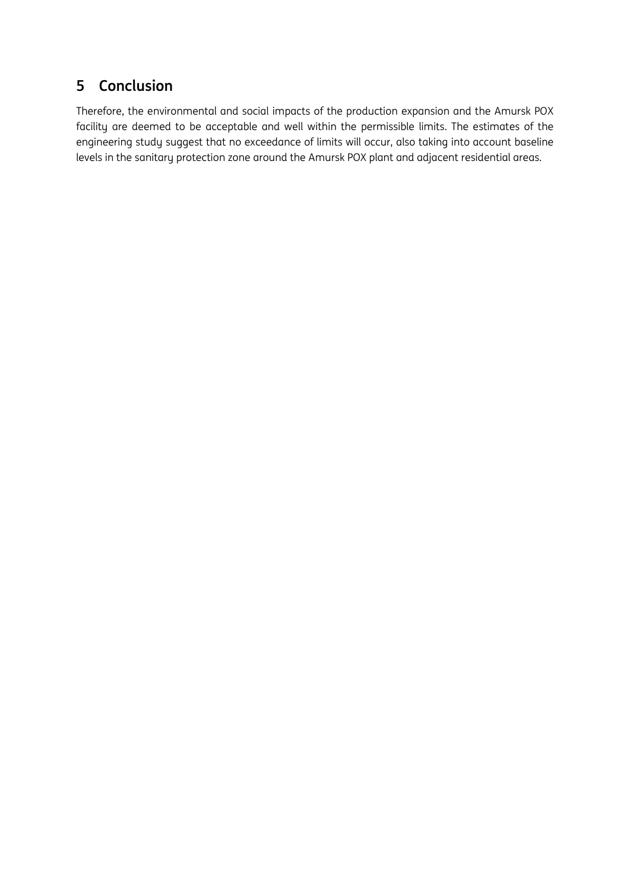## 5 Conclusion

Therefore, the environmental and social impacts of the production expansion and the Amursk POX facility are deemed to be acceptable and well within the permissible limits. The estimates of the engineering study suggest that no exceedance of limits will occur, also taking into account baseline levels in the sanitary protection zone around the Amursk POX plant and adjacent residential areas.